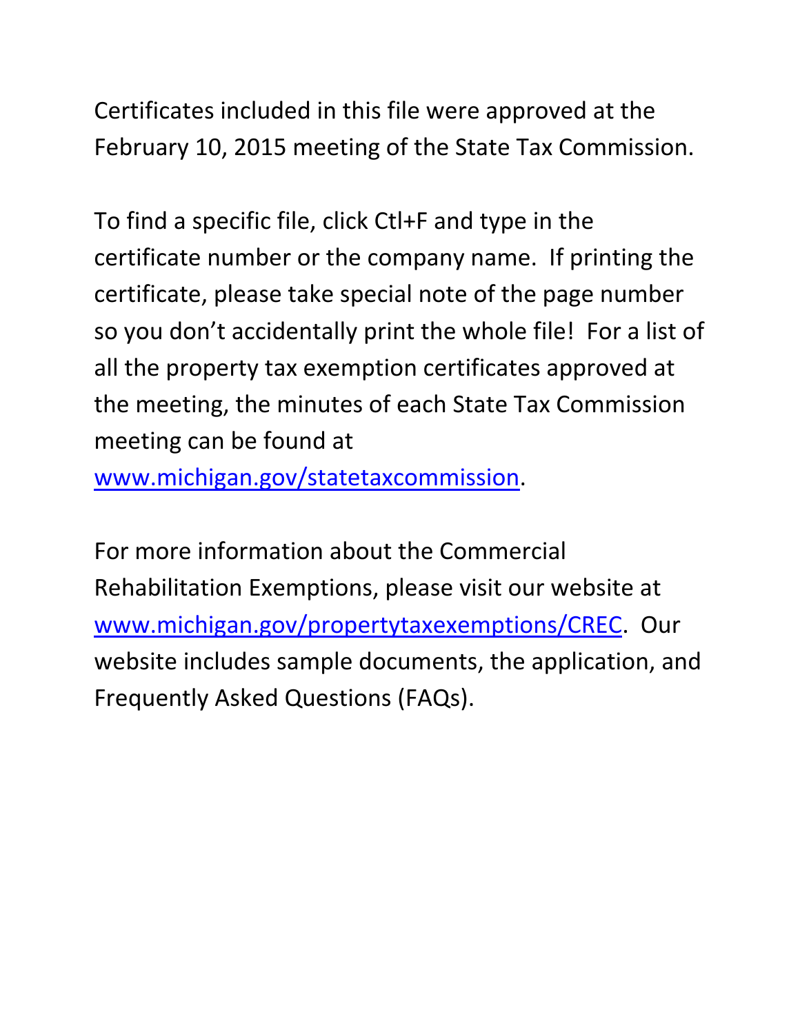Certificates included in this file were approved at the February 10, 2015 meeting of the State Tax Commission.

To find a specific file, click Ctl+F and type in the certificate number or the company name. If printing the certificate, please take special note of the page number so you don't accidentally print the whole file! For a list of all the property tax exemption certificates approved at the meeting, the minutes of each State Tax Commission meeting can be found at [www.michigan.gov/statetaxcommission](http://www.michigan.gov/statetaxcommission).

For more information about the Commercial Rehabilitation Exemptions, please visit our website at [www.michigan.gov/propertytaxexemptions/CREC](http://www.michigan.gov/propertytaxexemptions/CREC). Our website includes sample documents, the application, and Frequently Asked Questions (FAQs).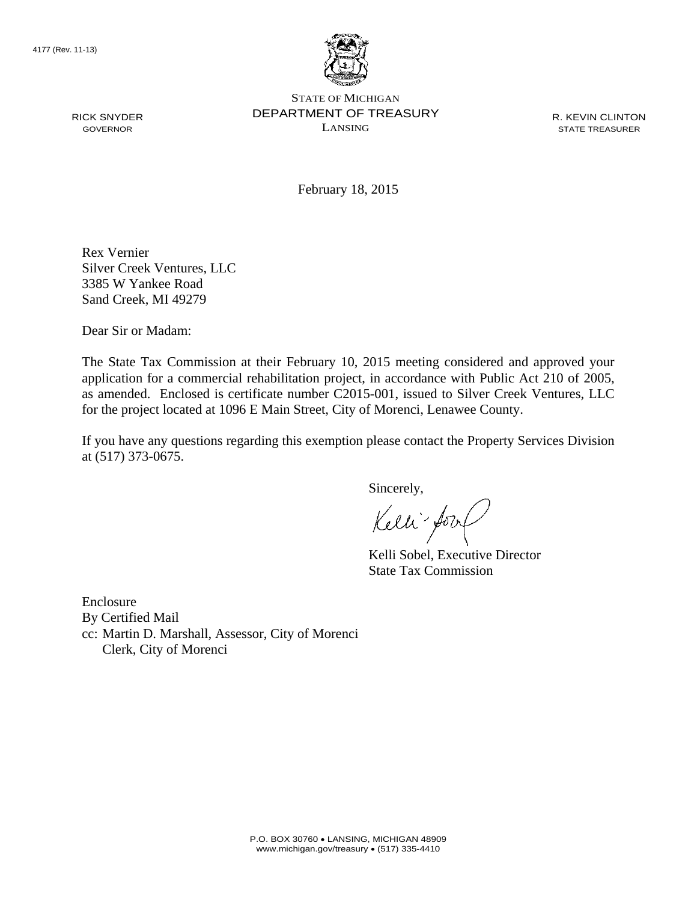4177 (Rev. 11-13)

STATE OF MICHIGAN
DEPARTMENT OF TREASURY
LANSING

RICK SNYDER
GOVERNOR

R. KEVIN CLINTON
STATE TREASURER

February 18, 2015

Rex Vernier
Silver Creek Ventures, LLC
3385 W Yankee Road
Sand Creek, MI 49279

Dear Sir or Madam:

The State Tax Commission at their February 10, 2015 meeting considered and approved your application for a commercial rehabilitation project, in accordance with Public Act 210 of 2005, as amended. Enclosed is certificate number C2015-001, issued to Silver Creek Ventures, LLC for the project located at 1096 E Main Street, City of Morenci, Lenawee County.

If you have any questions regarding this exemption please contact the Property Services Division at (517) 373-0675.

Sincerely,

Kelli Sobel, Executive Director
State Tax Commission

Enclosure
By Certified Mail
cc: Martin D. Marshall, Assessor, City of Morenci
Clerk, City of Morenci

P.O. BOX 30760 • LANSING, MICHIGAN 48909
www.michigan.gov/treasury • (517) 335-4410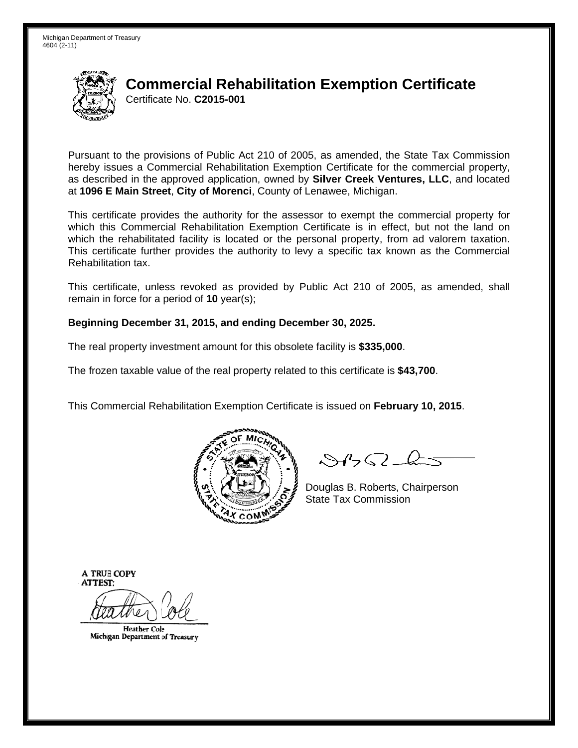Michigan Department of Treasury
4604 (2-11)

# Commercial Rehabilitation Exemption Certificate

Certificate No. **C2015-001**

Pursuant to the provisions of Public Act 210 of 2005, as amended, the State Tax Commission hereby issues a Commercial Rehabilitation Exemption Certificate for the commercial property, as described in the approved application, owned by **Silver Creek Ventures, LLC**, and located at **1096 E Main Street**, **City of Morenci**, County of Lenawee, Michigan.

This certificate provides the authority for the assessor to exempt the commercial property for which this Commercial Rehabilitation Exemption Certificate is in effect, but not the land on which the rehabilitated facility is located or the personal property, from ad valorem taxation. This certificate further provides the authority to levy a specific tax known as the Commercial Rehabilitation tax.

This certificate, unless revoked as provided by Public Act 210 of 2005, as amended, shall remain in force for a period of **10** year(s);

**Beginning December 31, 2015, and ending December 30, 2025.**

The real property investment amount for this obsolete facility is **$335,000**.

The frozen taxable value of the real property related to this certificate is **$43,700**.

This Commercial Rehabilitation Exemption Certificate is issued on **February 10, 2015**.

Douglas B. Roberts, Chairperson
State Tax Commission

A TRUE COPY
ATTEST:

Heather Cole
Michigan Department of Treasury